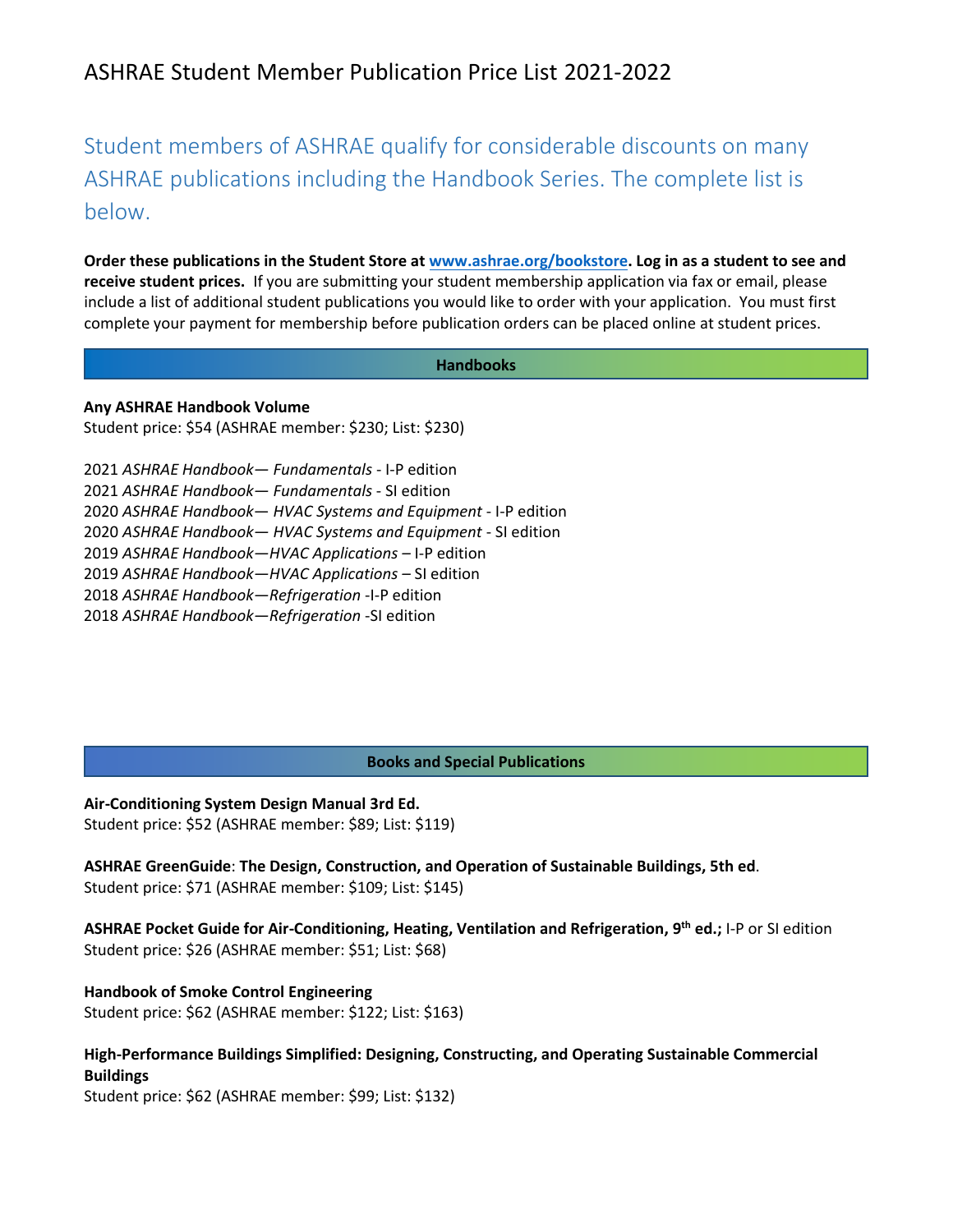# ASHRAE Student Member Publication Price List 2021-2022

## Student members of ASHRAE qualify for considerable discounts on many ASHRAE publications including the Handbook Series. The complete list is below.

**Order these publications in the Student Store at [www.ashrae.org/bookstore](http://www.ashrae.org/bookstore). Log in as a student to see and receive student prices.** If you are submitting your student membership application via fax or email, please include a list of additional student publications you would like to order with your application. You must first complete your payment for membership before publication orders can be placed online at student prices.

### Handbooks

**Any ASHRAE Handbook Volume**
Student price: $54 (ASHRAE member: $230; List: $230)

2021 *ASHRAE Handbook— Fundamentals* - I-P edition
2021 *ASHRAE Handbook— Fundamentals* - SI edition
2020 *ASHRAE Handbook— HVAC Systems and Equipment* - I-P edition
2020 *ASHRAE Handbook— HVAC Systems and Equipment* - SI edition
2019 *ASHRAE Handbook—HVAC Applications* – I-P edition
2019 *ASHRAE Handbook—HVAC Applications* – SI edition
2018 *ASHRAE Handbook—Refrigeration* -I-P edition
2018 *ASHRAE Handbook—Refrigeration* -SI edition

### Books and Special Publications

**Air-Conditioning System Design Manual 3rd Ed.**
Student price: $52 (ASHRAE member: $89; List: $119)

**ASHRAE GreenGuide**: **The Design, Construction, and Operation of Sustainable Buildings, 5th ed**.
Student price: $71 (ASHRAE member: $109; List: $145)

**ASHRAE Pocket Guide for Air-Conditioning, Heating, Ventilation and Refrigeration, 9th ed.;** I-P or SI edition
Student price: $26 (ASHRAE member: $51; List: $68)

**Handbook of Smoke Control Engineering**
Student price: $62 (ASHRAE member: $122; List: $163)

**High-Performance Buildings Simplified: Designing, Constructing, and Operating Sustainable Commercial Buildings**
Student price: $62 (ASHRAE member: $99; List: $132)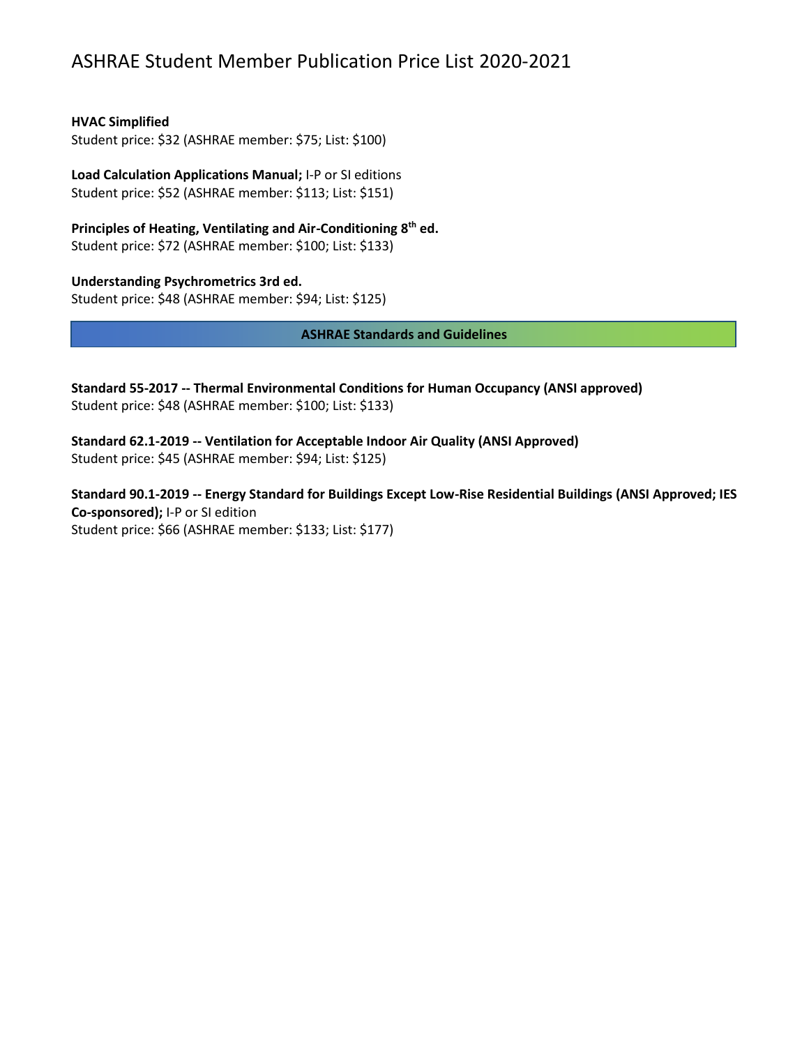# ASHRAE Student Member Publication Price List 2020-2021

**HVAC Simplified**
Student price: $32 (ASHRAE member: $75; List: $100)

**Load Calculation Applications Manual;** I-P or SI editions
Student price: $52 (ASHRAE member: $113; List: $151)

**Principles of Heating, Ventilating and Air-Conditioning 8th ed.**
Student price: $72 (ASHRAE member: $100; List: $133)

**Understanding Psychrometrics 3rd ed.**
Student price: $48 (ASHRAE member: $94; List: $125)

## ASHRAE Standards and Guidelines

**Standard 55-2017 -- Thermal Environmental Conditions for Human Occupancy (ANSI approved)**
Student price: $48 (ASHRAE member: $100; List: $133)

**Standard 62.1-2019 -- Ventilation for Acceptable Indoor Air Quality (ANSI Approved)**
Student price: $45 (ASHRAE member: $94; List: $125)

**Standard 90.1-2019 -- Energy Standard for Buildings Except Low-Rise Residential Buildings (ANSI Approved; IES Co-sponsored);** I-P or SI edition
Student price: $66 (ASHRAE member: $133; List: $177)